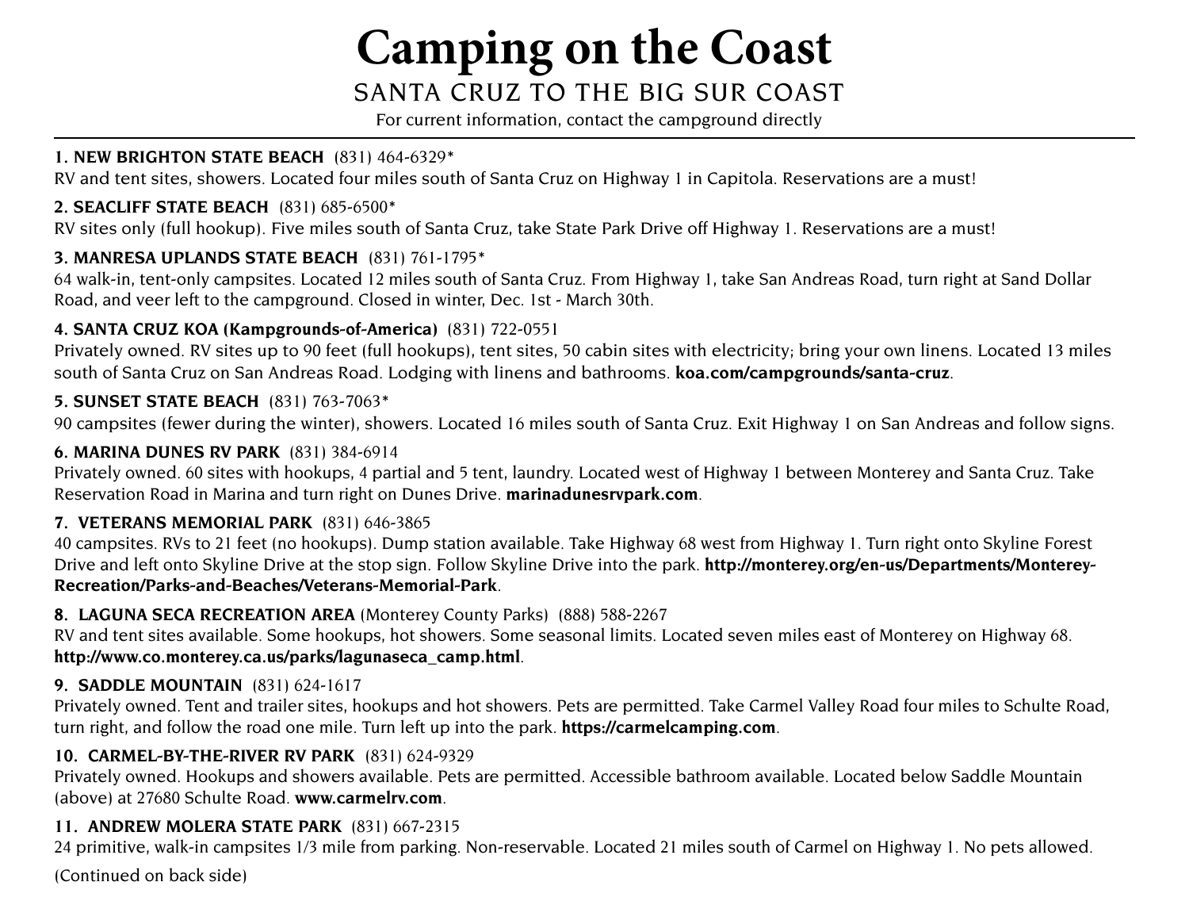# Camping on the Coast

## SANTA CRUZ TO THE BIG SUR COAST

For current information, contact the campground directly

**1. NEW BRIGHTON STATE BEACH** (831) 464-6329*
RV and tent sites, showers. Located four miles south of Santa Cruz on Highway 1 in Capitola. Reservations are a must!

**2. SEACLIFF STATE BEACH** (831) 685-6500*
RV sites only (full hookup). Five miles south of Santa Cruz, take State Park Drive off Highway 1. Reservations are a must!

**3. MANRESA UPLANDS STATE BEACH** (831) 761-1795*
64 walk-in, tent-only campsites. Located 12 miles south of Santa Cruz. From Highway 1, take San Andreas Road, turn right at Sand Dollar Road, and veer left to the campground. Closed in winter, Dec. 1st - March 30th.

**4. SANTA CRUZ KOA (Kampgrounds-of-America)** (831) 722-0551
Privately owned. RV sites up to 90 feet (full hookups), tent sites, 50 cabin sites with electricity; bring your own linens. Located 13 miles south of Santa Cruz on San Andreas Road. Lodging with linens and bathrooms. **koa.com/campgrounds/santa-cruz**.

**5. SUNSET STATE BEACH** (831) 763-7063*
90 campsites (fewer during the winter), showers. Located 16 miles south of Santa Cruz. Exit Highway 1 on San Andreas and follow signs.

**6. MARINA DUNES RV PARK** (831) 384-6914
Privately owned. 60 sites with hookups, 4 partial and 5 tent, laundry. Located west of Highway 1 between Monterey and Santa Cruz. Take Reservation Road in Marina and turn right on Dunes Drive. **marinadunesrvpark.com**.

**7. VETERANS MEMORIAL PARK** (831) 646-3865
40 campsites. RVs to 21 feet (no hookups). Dump station available. Take Highway 68 west from Highway 1. Turn right onto Skyline Forest Drive and left onto Skyline Drive at the stop sign. Follow Skyline Drive into the park. **http://monterey.org/en-us/Departments/Monterey-Recreation/Parks-and-Beaches/Veterans-Memorial-Park**.

**8. LAGUNA SECA RECREATION AREA** (Monterey County Parks) (888) 588-2267
RV and tent sites available. Some hookups, hot showers. Some seasonal limits. Located seven miles east of Monterey on Highway 68. **http://www.co.monterey.ca.us/parks/lagunaseca_camp.html**.

**9. SADDLE MOUNTAIN** (831) 624-1617
Privately owned. Tent and trailer sites, hookups and hot showers. Pets are permitted. Take Carmel Valley Road four miles to Schulte Road, turn right, and follow the road one mile. Turn left up into the park. **https://carmelcamping.com**.

**10. CARMEL-BY-THE-RIVER RV PARK** (831) 624-9329
Privately owned. Hookups and showers available. Pets are permitted. Accessible bathroom available. Located below Saddle Mountain (above) at 27680 Schulte Road. **www.carmelrv.com**.

**11. ANDREW MOLERA STATE PARK** (831) 667-2315
24 primitive, walk-in campsites 1/3 mile from parking. Non-reservable. Located 21 miles south of Carmel on Highway 1. No pets allowed.

(Continued on back side)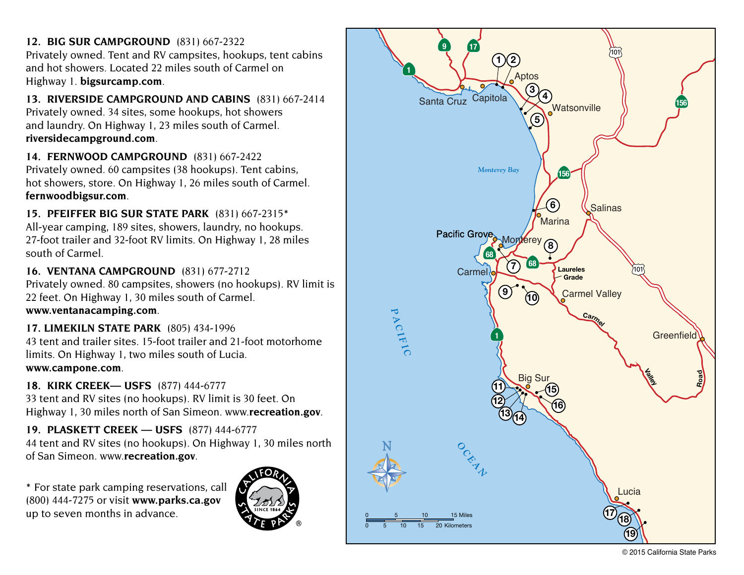**12. BIG SUR CAMPGROUND** (831) 667-2322
Privately owned. Tent and RV campsites, hookups, tent cabins and hot showers. Located 22 miles south of Carmel on Highway 1. **bigsurcamp.com**.

**13. RIVERSIDE CAMPGROUND AND CABINS** (831) 667-2414
Privately owned. 34 sites, some hookups, hot showers and laundry. On Highway 1, 23 miles south of Carmel. **riversidecampground.com**.

**14. FERNWOOD CAMPGROUND** (831) 667-2422
Privately owned. 60 campsites (38 hookups). Tent cabins, hot showers, store. On Highway 1, 26 miles south of Carmel. **fernwoodbigsur.com**.

**15. PFEIFFER BIG SUR STATE PARK** (831) 667-2315*
All-year camping, 189 sites, showers, laundry, no hookups. 27-foot trailer and 32-foot RV limits. On Highway 1, 28 miles south of Carmel.

**16. VENTANA CAMPGROUND** (831) 677-2712
Privately owned. 80 campsites, showers (no hookups). RV limit is 22 feet. On Highway 1, 30 miles south of Carmel. **www.ventanacamping.com**.

**17. LIMEKILN STATE PARK** (805) 434-1996
43 tent and trailer sites. 15-foot trailer and 21-foot motorhome limits. On Highway 1, two miles south of Lucia. **www.campone.com**.

**18. KIRK CREEK— USFS** (877) 444-6777
33 tent and RV sites (no hookups). RV limit is 30 feet. On Highway 1, 30 miles north of San Simeon. www.**recreation.gov**.

**19. PLASKETT CREEK — USFS** (877) 444-6777
44 tent and RV sites (no hookups). On Highway 1, 30 miles north of San Simeon. www.**recreation.gov**.

* For state park camping reservations, call (800) 444-7275 or visit **www.parks.ca.gov** up to seven months in advance.

CALIFORNIA STATE PARKS SINCE 1864 ®

PACIFIC OCEAN
Monterey Bay
Santa Cruz
Capitola
Aptos
Watsonville
Salinas
Marina
Pacific Grove
Monterey
Carmel
Laureles Grade
Carmel Valley
Carmel Valley Road
Greenfield
Big Sur
Lucia
1 9 17 101 156 68
N
0 5 10 15 Miles
0 5 10 15 20 Kilometers

© 2015 California State Parks